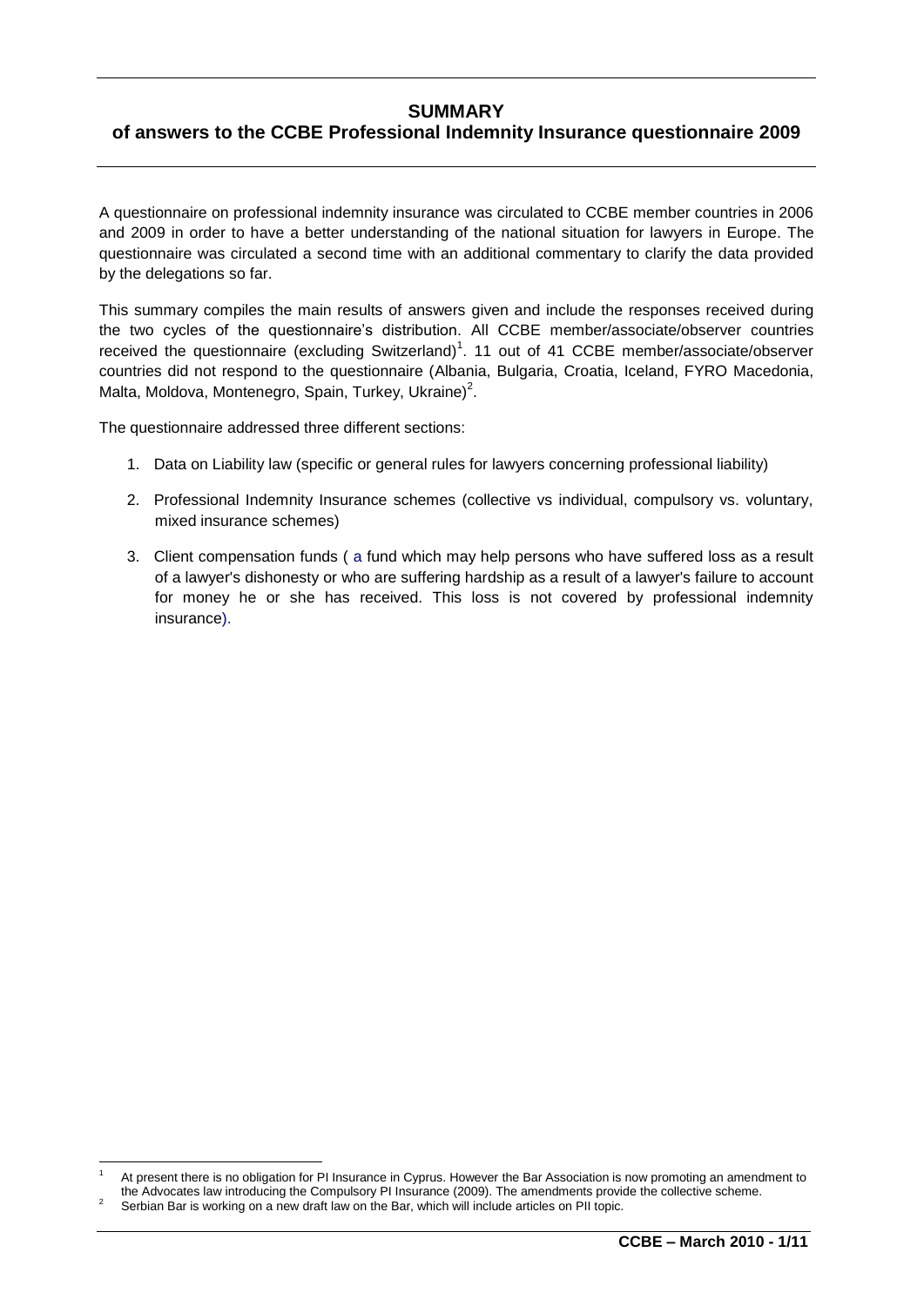# SUMMARY
## of answers to the CCBE Professional Indemnity Insurance questionnaire 2009

A questionnaire on professional indemnity insurance was circulated to CCBE member countries in 2006 and 2009 in order to have a better understanding of the national situation for lawyers in Europe. The questionnaire was circulated a second time with an additional commentary to clarify the data provided by the delegations so far.

This summary compiles the main results of answers given and include the responses received during the two cycles of the questionnaire's distribution. All CCBE member/associate/observer countries received the questionnaire (excluding Switzerland)[1]. 11 out of 41 CCBE member/associate/observer countries did not respond to the questionnaire (Albania, Bulgaria, Croatia, Iceland, FYRO Macedonia, Malta, Moldova, Montenegro, Spain, Turkey, Ukraine)[2].

The questionnaire addressed three different sections:

1. Data on Liability law (specific or general rules for lawyers concerning professional liability)
2. Professional Indemnity Insurance schemes (collective vs individual, compulsory vs. voluntary, mixed insurance schemes)
3. Client compensation funds ( a fund which may help persons who have suffered loss as a result of a lawyer's dishonesty or who are suffering hardship as a result of a lawyer's failure to account for money he or she has received. This loss is not covered by professional indemnity insurance).

---

[1] At present there is no obligation for PI Insurance in Cyprus. However the Bar Association is now promoting an amendment to the Advocates law introducing the Compulsory PI Insurance (2009). The amendments provide the collective scheme.

[2] Serbian Bar is working on a new draft law on the Bar, which will include articles on PII topic.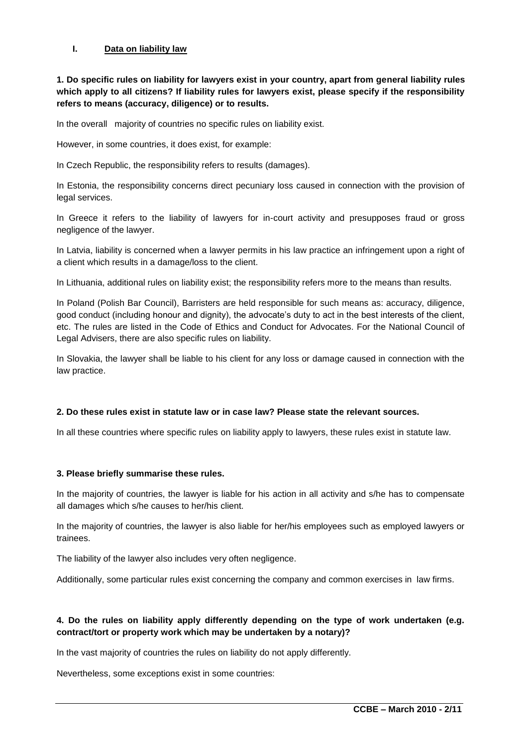## I. Data on liability law

**1. Do specific rules on liability for lawyers exist in your country, apart from general liability rules which apply to all citizens? If liability rules for lawyers exist, please specify if the responsibility refers to means (accuracy, diligence) or to results.**

In the overall majority of countries no specific rules on liability exist.

However, in some countries, it does exist, for example:

In Czech Republic, the responsibility refers to results (damages).

In Estonia, the responsibility concerns direct pecuniary loss caused in connection with the provision of legal services.

In Greece it refers to the liability of lawyers for in-court activity and presupposes fraud or gross negligence of the lawyer.

In Latvia, liability is concerned when a lawyer permits in his law practice an infringement upon a right of a client which results in a damage/loss to the client.

In Lithuania, additional rules on liability exist; the responsibility refers more to the means than results.

In Poland (Polish Bar Council), Barristers are held responsible for such means as: accuracy, diligence, good conduct (including honour and dignity), the advocate's duty to act in the best interests of the client, etc. The rules are listed in the Code of Ethics and Conduct for Advocates. For the National Council of Legal Advisers, there are also specific rules on liability.

In Slovakia, the lawyer shall be liable to his client for any loss or damage caused in connection with the law practice.

**2. Do these rules exist in statute law or in case law? Please state the relevant sources.**

In all these countries where specific rules on liability apply to lawyers, these rules exist in statute law.

**3. Please briefly summarise these rules.**

In the majority of countries, the lawyer is liable for his action in all activity and s/he has to compensate all damages which s/he causes to her/his client.

In the majority of countries, the lawyer is also liable for her/his employees such as employed lawyers or trainees.

The liability of the lawyer also includes very often negligence.

Additionally, some particular rules exist concerning the company and common exercises in law firms.

**4. Do the rules on liability apply differently depending on the type of work undertaken (e.g. contract/tort or property work which may be undertaken by a notary)?**

In the vast majority of countries the rules on liability do not apply differently.

Nevertheless, some exceptions exist in some countries: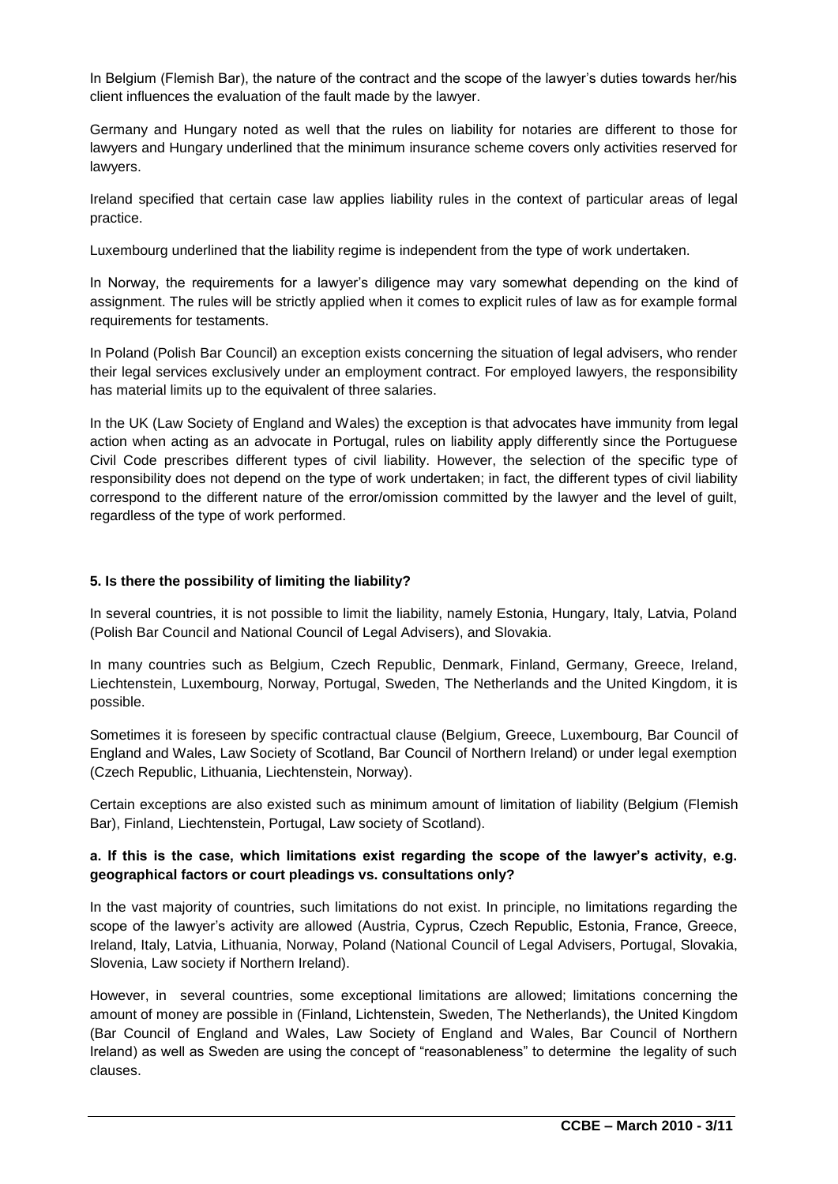In Belgium (Flemish Bar), the nature of the contract and the scope of the lawyer's duties towards her/his client influences the evaluation of the fault made by the lawyer.

Germany and Hungary noted as well that the rules on liability for notaries are different to those for lawyers and Hungary underlined that the minimum insurance scheme covers only activities reserved for lawyers.

Ireland specified that certain case law applies liability rules in the context of particular areas of legal practice.

Luxembourg underlined that the liability regime is independent from the type of work undertaken.

In Norway, the requirements for a lawyer's diligence may vary somewhat depending on the kind of assignment. The rules will be strictly applied when it comes to explicit rules of law as for example formal requirements for testaments.

In Poland (Polish Bar Council) an exception exists concerning the situation of legal advisers, who render their legal services exclusively under an employment contract. For employed lawyers, the responsibility has material limits up to the equivalent of three salaries.

In the UK (Law Society of England and Wales) the exception is that advocates have immunity from legal action when acting as an advocate in Portugal, rules on liability apply differently since the Portuguese Civil Code prescribes different types of civil liability. However, the selection of the specific type of responsibility does not depend on the type of work undertaken; in fact, the different types of civil liability correspond to the different nature of the error/omission committed by the lawyer and the level of guilt, regardless of the type of work performed.

### 5. Is there the possibility of limiting the liability?

In several countries, it is not possible to limit the liability, namely Estonia, Hungary, Italy, Latvia, Poland (Polish Bar Council and National Council of Legal Advisers), and Slovakia.

In many countries such as Belgium, Czech Republic, Denmark, Finland, Germany, Greece, Ireland, Liechtenstein, Luxembourg, Norway, Portugal, Sweden, The Netherlands and the United Kingdom, it is possible.

Sometimes it is foreseen by specific contractual clause (Belgium, Greece, Luxembourg, Bar Council of England and Wales, Law Society of Scotland, Bar Council of Northern Ireland) or under legal exemption (Czech Republic, Lithuania, Liechtenstein, Norway).

Certain exceptions are also existed such as minimum amount of limitation of liability (Belgium (Flemish Bar), Finland, Liechtenstein, Portugal, Law society of Scotland).

#### a. If this is the case, which limitations exist regarding the scope of the lawyer's activity, e.g. geographical factors or court pleadings vs. consultations only?

In the vast majority of countries, such limitations do not exist. In principle, no limitations regarding the scope of the lawyer's activity are allowed (Austria, Cyprus, Czech Republic, Estonia, France, Greece, Ireland, Italy, Latvia, Lithuania, Norway, Poland (National Council of Legal Advisers, Portugal, Slovakia, Slovenia, Law society if Northern Ireland).

However, in several countries, some exceptional limitations are allowed; limitations concerning the amount of money are possible in (Finland, Lichtenstein, Sweden, The Netherlands), the United Kingdom (Bar Council of England and Wales, Law Society of England and Wales, Bar Council of Northern Ireland) as well as Sweden are using the concept of "reasonableness" to determine the legality of such clauses.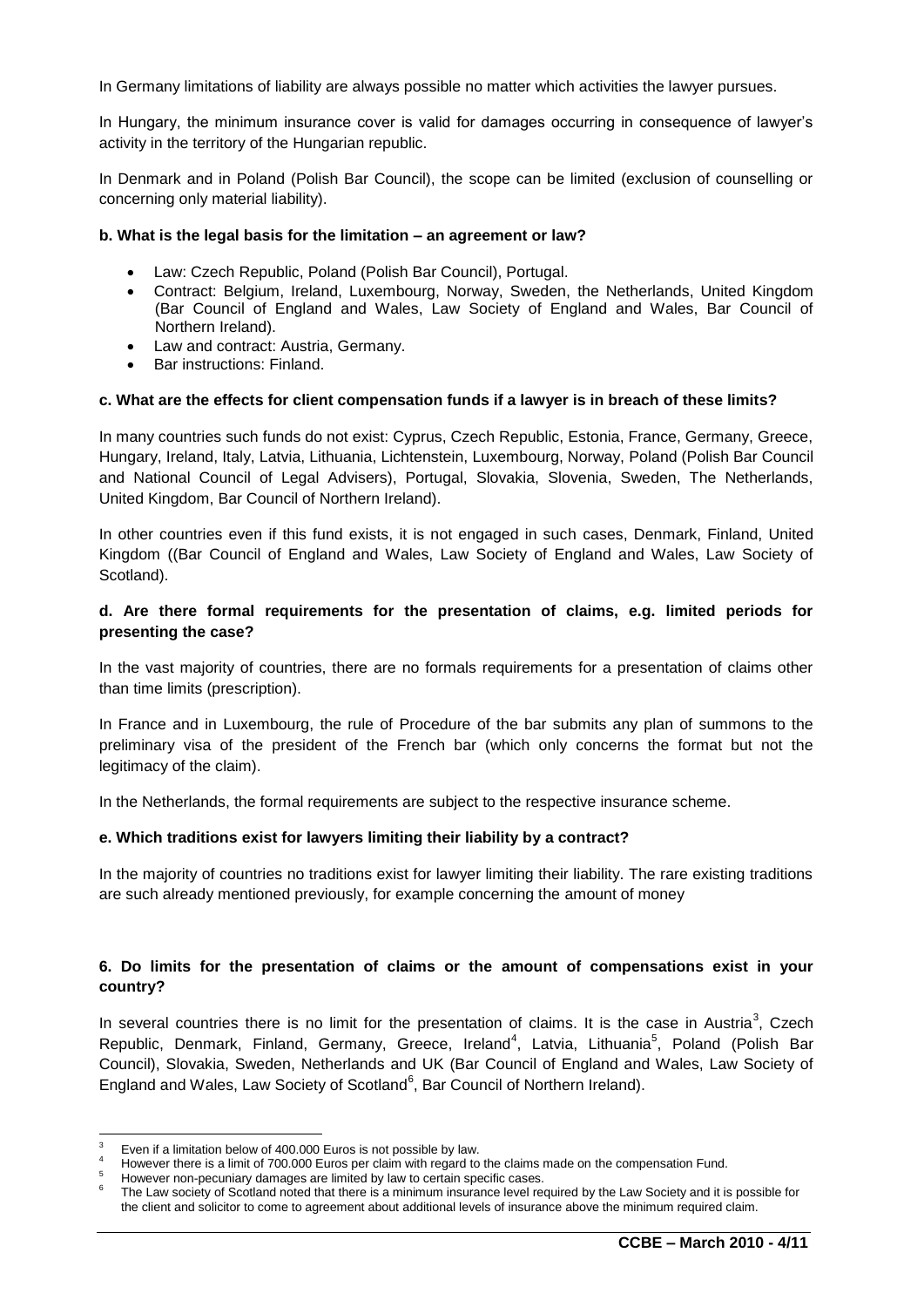In Germany limitations of liability are always possible no matter which activities the lawyer pursues.

In Hungary, the minimum insurance cover is valid for damages occurring in consequence of lawyer's activity in the territory of the Hungarian republic.

In Denmark and in Poland (Polish Bar Council), the scope can be limited (exclusion of counselling or concerning only material liability).

**b. What is the legal basis for the limitation – an agreement or law?**

- Law: Czech Republic, Poland (Polish Bar Council), Portugal.
- Contract: Belgium, Ireland, Luxembourg, Norway, Sweden, the Netherlands, United Kingdom (Bar Council of England and Wales, Law Society of England and Wales, Bar Council of Northern Ireland).
- Law and contract: Austria, Germany.
- Bar instructions: Finland.

**c. What are the effects for client compensation funds if a lawyer is in breach of these limits?**

In many countries such funds do not exist: Cyprus, Czech Republic, Estonia, France, Germany, Greece, Hungary, Ireland, Italy, Latvia, Lithuania, Lichtenstein, Luxembourg, Norway, Poland (Polish Bar Council and National Council of Legal Advisers), Portugal, Slovakia, Slovenia, Sweden, The Netherlands, United Kingdom, Bar Council of Northern Ireland).

In other countries even if this fund exists, it is not engaged in such cases, Denmark, Finland, United Kingdom ((Bar Council of England and Wales, Law Society of England and Wales, Law Society of Scotland).

**d. Are there formal requirements for the presentation of claims, e.g. limited periods for presenting the case?**

In the vast majority of countries, there are no formals requirements for a presentation of claims other than time limits (prescription).

In France and in Luxembourg, the rule of Procedure of the bar submits any plan of summons to the preliminary visa of the president of the French bar (which only concerns the format but not the legitimacy of the claim).

In the Netherlands, the formal requirements are subject to the respective insurance scheme.

**e. Which traditions exist for lawyers limiting their liability by a contract?**

In the majority of countries no traditions exist for lawyer limiting their liability. The rare existing traditions are such already mentioned previously, for example concerning the amount of money

**6. Do limits for the presentation of claims or the amount of compensations exist in your country?**

In several countries there is no limit for the presentation of claims. It is the case in Austria[3], Czech Republic, Denmark, Finland, Germany, Greece, Ireland[4], Latvia, Lithuania[5], Poland (Polish Bar Council), Slovakia, Sweden, Netherlands and UK (Bar Council of England and Wales, Law Society of England and Wales, Law Society of Scotland[6], Bar Council of Northern Ireland).

---

[3] Even if a limitation below of 400.000 Euros is not possible by law.

[4] However there is a limit of 700.000 Euros per claim with regard to the claims made on the compensation Fund.

[5] However non-pecuniary damages are limited by law to certain specific cases.

[6] The Law society of Scotland noted that there is a minimum insurance level required by the Law Society and it is possible for the client and solicitor to come to agreement about additional levels of insurance above the minimum required claim.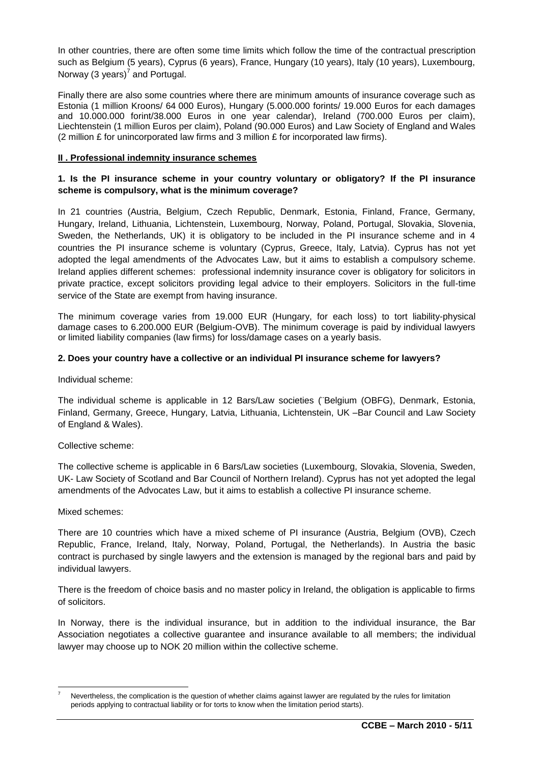In other countries, there are often some time limits which follow the time of the contractual prescription such as Belgium (5 years), Cyprus (6 years), France, Hungary (10 years), Italy (10 years), Luxembourg, Norway (3 years)[7] and Portugal.

Finally there are also some countries where there are minimum amounts of insurance coverage such as Estonia (1 million Kroons/ 64 000 Euros), Hungary (5.000.000 forints/ 19.000 Euros for each damages and 10.000.000 forint/38.000 Euros in one year calendar), Ireland (700.000 Euros per claim), Liechtenstein (1 million Euros per claim), Poland (90.000 Euros) and Law Society of England and Wales (2 million £ for unincorporated law firms and 3 million £ for incorporated law firms).

## II . Professional indemnity insurance schemes

### 1. Is the PI insurance scheme in your country voluntary or obligatory? If the PI insurance scheme is compulsory, what is the minimum coverage?

In 21 countries (Austria, Belgium, Czech Republic, Denmark, Estonia, Finland, France, Germany, Hungary, Ireland, Lithuania, Lichtenstein, Luxembourg, Norway, Poland, Portugal, Slovakia, Slovenia, Sweden, the Netherlands, UK) it is obligatory to be included in the PI insurance scheme and in 4 countries the PI insurance scheme is voluntary (Cyprus, Greece, Italy, Latvia). Cyprus has not yet adopted the legal amendments of the Advocates Law, but it aims to establish a compulsory scheme. Ireland applies different schemes: professional indemnity insurance cover is obligatory for solicitors in private practice, except solicitors providing legal advice to their employers. Solicitors in the full-time service of the State are exempt from having insurance.

The minimum coverage varies from 19.000 EUR (Hungary, for each loss) to tort liability-physical damage cases to 6.200.000 EUR (Belgium-OVB). The minimum coverage is paid by individual lawyers or limited liability companies (law firms) for loss/damage cases on a yearly basis.

### 2. Does your country have a collective or an individual PI insurance scheme for lawyers?

Individual scheme:

The individual scheme is applicable in 12 Bars/Law societies (¨Belgium (OBFG), Denmark, Estonia, Finland, Germany, Greece, Hungary, Latvia, Lithuania, Lichtenstein, UK –Bar Council and Law Society of England & Wales).

Collective scheme:

The collective scheme is applicable in 6 Bars/Law societies (Luxembourg, Slovakia, Slovenia, Sweden, UK- Law Society of Scotland and Bar Council of Northern Ireland). Cyprus has not yet adopted the legal amendments of the Advocates Law, but it aims to establish a collective PI insurance scheme.

Mixed schemes:

There are 10 countries which have a mixed scheme of PI insurance (Austria, Belgium (OVB), Czech Republic, France, Ireland, Italy, Norway, Poland, Portugal, the Netherlands). In Austria the basic contract is purchased by single lawyers and the extension is managed by the regional bars and paid by individual lawyers.

There is the freedom of choice basis and no master policy in Ireland, the obligation is applicable to firms of solicitors.

In Norway, there is the individual insurance, but in addition to the individual insurance, the Bar Association negotiates a collective guarantee and insurance available to all members; the individual lawyer may choose up to NOK 20 million within the collective scheme.

[7] Nevertheless, the complication is the question of whether claims against lawyer are regulated by the rules for limitation periods applying to contractual liability or for torts to know when the limitation period starts).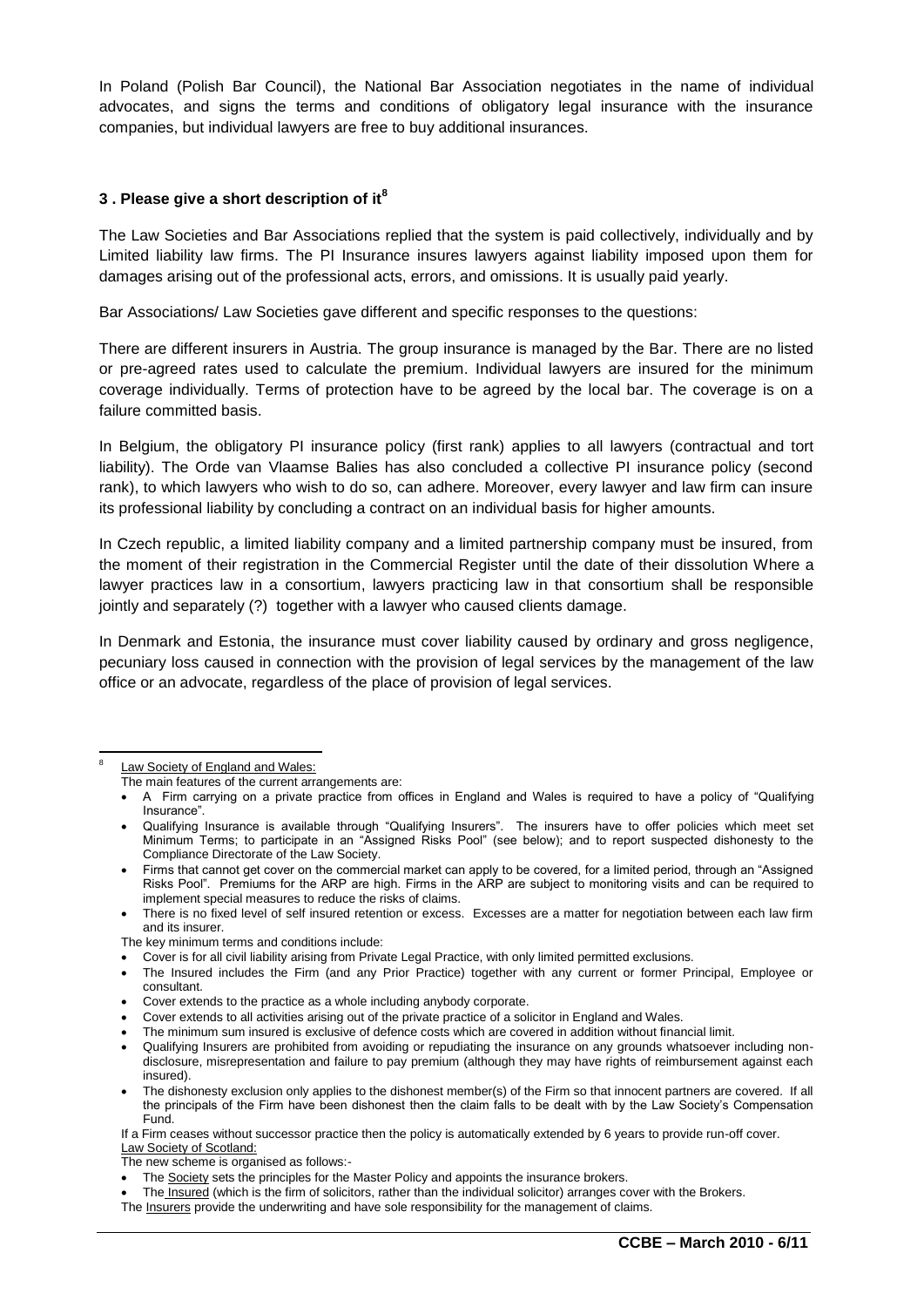In Poland (Polish Bar Council), the National Bar Association negotiates in the name of individual advocates, and signs the terms and conditions of obligatory legal insurance with the insurance companies, but individual lawyers are free to buy additional insurances.

### 3 . Please give a short description of it[8]

The Law Societies and Bar Associations replied that the system is paid collectively, individually and by Limited liability law firms. The PI Insurance insures lawyers against liability imposed upon them for damages arising out of the professional acts, errors, and omissions. It is usually paid yearly.

Bar Associations/ Law Societies gave different and specific responses to the questions:

There are different insurers in Austria. The group insurance is managed by the Bar. There are no listed or pre-agreed rates used to calculate the premium. Individual lawyers are insured for the minimum coverage individually. Terms of protection have to be agreed by the local bar. The coverage is on a failure committed basis.

In Belgium, the obligatory PI insurance policy (first rank) applies to all lawyers (contractual and tort liability). The Orde van Vlaamse Balies has also concluded a collective PI insurance policy (second rank), to which lawyers who wish to do so, can adhere. Moreover, every lawyer and law firm can insure its professional liability by concluding a contract on an individual basis for higher amounts.

In Czech republic, a limited liability company and a limited partnership company must be insured, from the moment of their registration in the Commercial Register until the date of their dissolution Where a lawyer practices law in a consortium, lawyers practicing law in that consortium shall be responsible jointly and separately (?) together with a lawyer who caused clients damage.

In Denmark and Estonia, the insurance must cover liability caused by ordinary and gross negligence, pecuniary loss caused in connection with the provision of legal services by the management of the law office or an advocate, regardless of the place of provision of legal services.

---

[8] Law Society of England and Wales:

The main features of the current arrangements are:

- A Firm carrying on a private practice from offices in England and Wales is required to have a policy of "Qualifying Insurance".
- Qualifying Insurance is available through "Qualifying Insurers". The insurers have to offer policies which meet set Minimum Terms; to participate in an "Assigned Risks Pool" (see below); and to report suspected dishonesty to the Compliance Directorate of the Law Society.
- Firms that cannot get cover on the commercial market can apply to be covered, for a limited period, through an "Assigned Risks Pool". Premiums for the ARP are high. Firms in the ARP are subject to monitoring visits and can be required to implement special measures to reduce the risks of claims.
- There is no fixed level of self insured retention or excess. Excesses are a matter for negotiation between each law firm and its insurer.

The key minimum terms and conditions include:

- Cover is for all civil liability arising from Private Legal Practice, with only limited permitted exclusions.
- The Insured includes the Firm (and any Prior Practice) together with any current or former Principal, Employee or consultant.
- Cover extends to the practice as a whole including anybody corporate.
- Cover extends to all activities arising out of the private practice of a solicitor in England and Wales.
- The minimum sum insured is exclusive of defence costs which are covered in addition without financial limit.
- Qualifying Insurers are prohibited from avoiding or repudiating the insurance on any grounds whatsoever including non-disclosure, misrepresentation and failure to pay premium (although they may have rights of reimbursement against each insured).
- The dishonesty exclusion only applies to the dishonest member(s) of the Firm so that innocent partners are covered. If all the principals of the Firm have been dishonest then the claim falls to be dealt with by the Law Society's Compensation Fund.

If a Firm ceases without successor practice then the policy is automatically extended by 6 years to provide run-off cover.

Law Society of Scotland:

The new scheme is organised as follows:-

- The Society sets the principles for the Master Policy and appoints the insurance brokers.
- The Insured (which is the firm of solicitors, rather than the individual solicitor) arranges cover with the Brokers.

The Insurers provide the underwriting and have sole responsibility for the management of claims.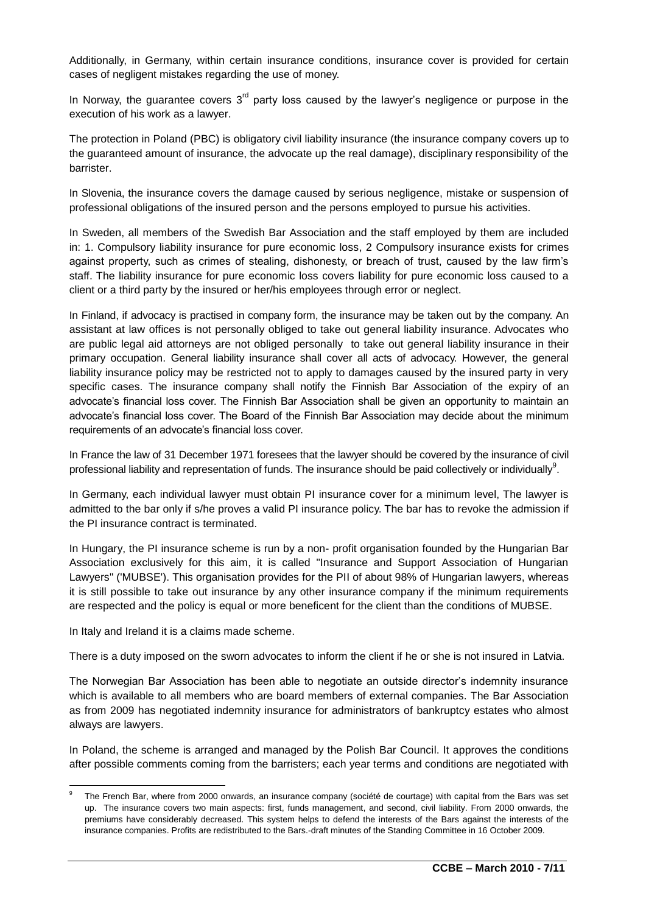Additionally, in Germany, within certain insurance conditions, insurance cover is provided for certain cases of negligent mistakes regarding the use of money.

In Norway, the guarantee covers 3rd party loss caused by the lawyer's negligence or purpose in the execution of his work as a lawyer.

The protection in Poland (PBC) is obligatory civil liability insurance (the insurance company covers up to the guaranteed amount of insurance, the advocate up the real damage), disciplinary responsibility of the barrister.

In Slovenia, the insurance covers the damage caused by serious negligence, mistake or suspension of professional obligations of the insured person and the persons employed to pursue his activities.

In Sweden, all members of the Swedish Bar Association and the staff employed by them are included in: 1. Compulsory liability insurance for pure economic loss, 2 Compulsory insurance exists for crimes against property, such as crimes of stealing, dishonesty, or breach of trust, caused by the law firm's staff. The liability insurance for pure economic loss covers liability for pure economic loss caused to a client or a third party by the insured or her/his employees through error or neglect.

In Finland, if advocacy is practised in company form, the insurance may be taken out by the company. An assistant at law offices is not personally obliged to take out general liability insurance. Advocates who are public legal aid attorneys are not obliged personally to take out general liability insurance in their primary occupation. General liability insurance shall cover all acts of advocacy. However, the general liability insurance policy may be restricted not to apply to damages caused by the insured party in very specific cases. The insurance company shall notify the Finnish Bar Association of the expiry of an advocate's financial loss cover. The Finnish Bar Association shall be given an opportunity to maintain an advocate's financial loss cover. The Board of the Finnish Bar Association may decide about the minimum requirements of an advocate's financial loss cover.

In France the law of 31 December 1971 foresees that the lawyer should be covered by the insurance of civil professional liability and representation of funds. The insurance should be paid collectively or individually[9].

In Germany, each individual lawyer must obtain PI insurance cover for a minimum level, The lawyer is admitted to the bar only if s/he proves a valid PI insurance policy. The bar has to revoke the admission if the PI insurance contract is terminated.

In Hungary, the PI insurance scheme is run by a non- profit organisation founded by the Hungarian Bar Association exclusively for this aim, it is called "Insurance and Support Association of Hungarian Lawyers" ('MUBSE'). This organisation provides for the PII of about 98% of Hungarian lawyers, whereas it is still possible to take out insurance by any other insurance company if the minimum requirements are respected and the policy is equal or more beneficent for the client than the conditions of MUBSE.

In Italy and Ireland it is a claims made scheme.

There is a duty imposed on the sworn advocates to inform the client if he or she is not insured in Latvia.

The Norwegian Bar Association has been able to negotiate an outside director's indemnity insurance which is available to all members who are board members of external companies. The Bar Association as from 2009 has negotiated indemnity insurance for administrators of bankruptcy estates who almost always are lawyers.

In Poland, the scheme is arranged and managed by the Polish Bar Council. It approves the conditions after possible comments coming from the barristers; each year terms and conditions are negotiated with

---

[9] The French Bar, where from 2000 onwards, an insurance company (société de courtage) with capital from the Bars was set up. The insurance covers two main aspects: first, funds management, and second, civil liability. From 2000 onwards, the premiums have considerably decreased. This system helps to defend the interests of the Bars against the interests of the insurance companies. Profits are redistributed to the Bars.-draft minutes of the Standing Committee in 16 October 2009.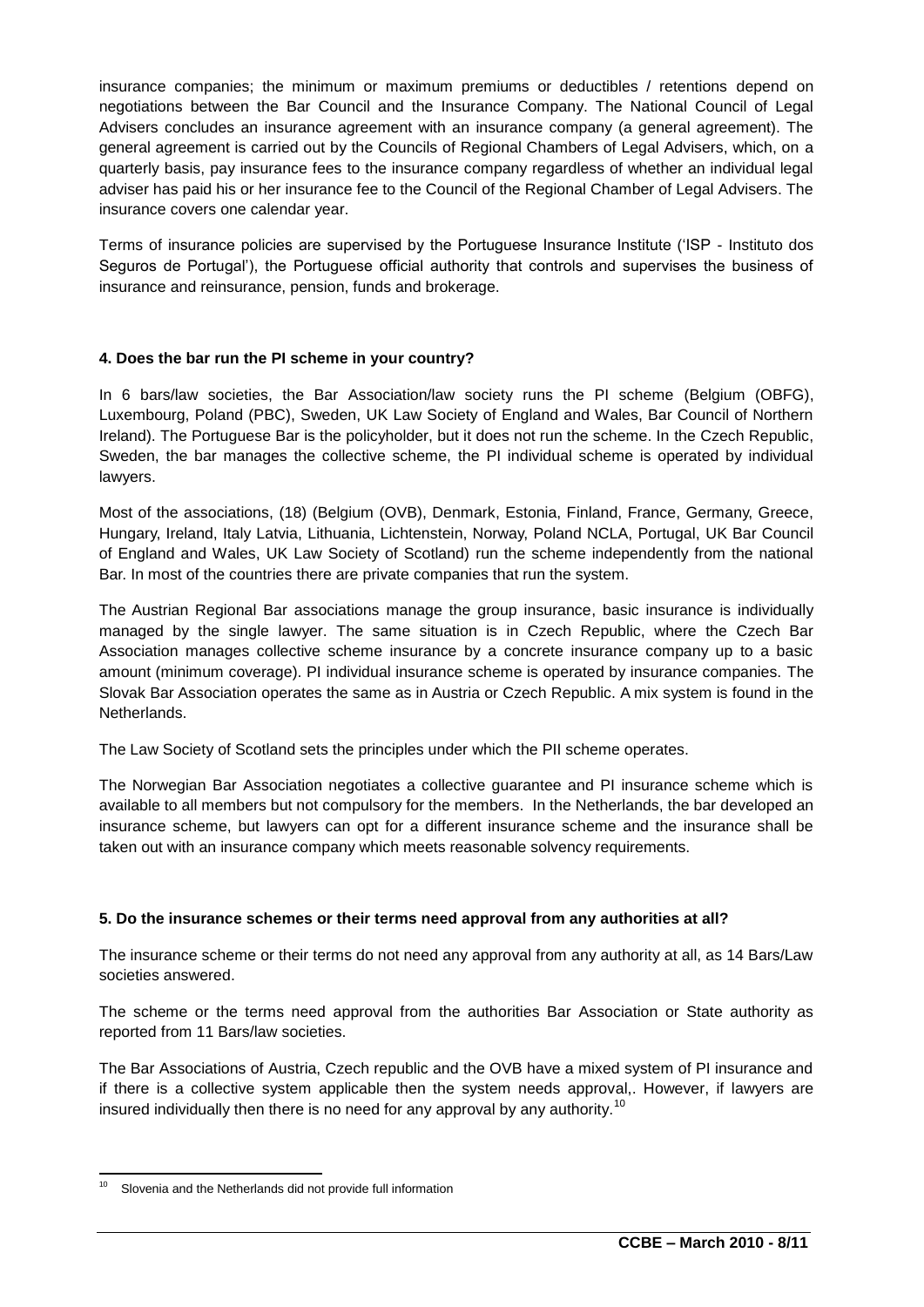insurance companies; the minimum or maximum premiums or deductibles / retentions depend on negotiations between the Bar Council and the Insurance Company. The National Council of Legal Advisers concludes an insurance agreement with an insurance company (a general agreement). The general agreement is carried out by the Councils of Regional Chambers of Legal Advisers, which, on a quarterly basis, pay insurance fees to the insurance company regardless of whether an individual legal adviser has paid his or her insurance fee to the Council of the Regional Chamber of Legal Advisers. The insurance covers one calendar year.

Terms of insurance policies are supervised by the Portuguese Insurance Institute ('ISP - Instituto dos Seguros de Portugal'), the Portuguese official authority that controls and supervises the business of insurance and reinsurance, pension, funds and brokerage.

**4. Does the bar run the PI scheme in your country?**

In 6 bars/law societies, the Bar Association/law society runs the PI scheme (Belgium (OBFG), Luxembourg, Poland (PBC), Sweden, UK Law Society of England and Wales, Bar Council of Northern Ireland). The Portuguese Bar is the policyholder, but it does not run the scheme. In the Czech Republic, Sweden, the bar manages the collective scheme, the PI individual scheme is operated by individual lawyers.

Most of the associations, (18) (Belgium (OVB), Denmark, Estonia, Finland, France, Germany, Greece, Hungary, Ireland, Italy Latvia, Lithuania, Lichtenstein, Norway, Poland NCLA, Portugal, UK Bar Council of England and Wales, UK Law Society of Scotland) run the scheme independently from the national Bar. In most of the countries there are private companies that run the system.

The Austrian Regional Bar associations manage the group insurance, basic insurance is individually managed by the single lawyer. The same situation is in Czech Republic, where the Czech Bar Association manages collective scheme insurance by a concrete insurance company up to a basic amount (minimum coverage). PI individual insurance scheme is operated by insurance companies. The Slovak Bar Association operates the same as in Austria or Czech Republic. A mix system is found in the Netherlands.

The Law Society of Scotland sets the principles under which the PII scheme operates.

The Norwegian Bar Association negotiates a collective guarantee and PI insurance scheme which is available to all members but not compulsory for the members. In the Netherlands, the bar developed an insurance scheme, but lawyers can opt for a different insurance scheme and the insurance shall be taken out with an insurance company which meets reasonable solvency requirements.

**5. Do the insurance schemes or their terms need approval from any authorities at all?**

The insurance scheme or their terms do not need any approval from any authority at all, as 14 Bars/Law societies answered.

The scheme or the terms need approval from the authorities Bar Association or State authority as reported from 11 Bars/law societies.

The Bar Associations of Austria, Czech republic and the OVB have a mixed system of PI insurance and if there is a collective system applicable then the system needs approval,. However, if lawyers are insured individually then there is no need for any approval by any authority.[10]

[10] Slovenia and the Netherlands did not provide full information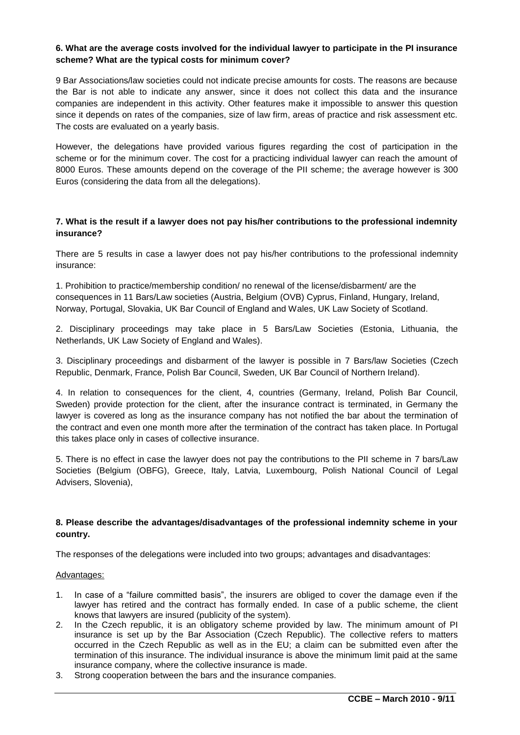**6. What are the average costs involved for the individual lawyer to participate in the PI insurance scheme? What are the typical costs for minimum cover?**

9 Bar Associations/law societies could not indicate precise amounts for costs. The reasons are because the Bar is not able to indicate any answer, since it does not collect this data and the insurance companies are independent in this activity. Other features make it impossible to answer this question since it depends on rates of the companies, size of law firm, areas of practice and risk assessment etc. The costs are evaluated on a yearly basis.

However, the delegations have provided various figures regarding the cost of participation in the scheme or for the minimum cover. The cost for a practicing individual lawyer can reach the amount of 8000 Euros. These amounts depend on the coverage of the PII scheme; the average however is 300 Euros (considering the data from all the delegations).

**7. What is the result if a lawyer does not pay his/her contributions to the professional indemnity insurance?**

There are 5 results in case a lawyer does not pay his/her contributions to the professional indemnity insurance:

1. Prohibition to practice/membership condition/ no renewal of the license/disbarment/ are the consequences in 11 Bars/Law societies (Austria, Belgium (OVB) Cyprus, Finland, Hungary, Ireland, Norway, Portugal, Slovakia, UK Bar Council of England and Wales, UK Law Society of Scotland.

2. Disciplinary proceedings may take place in 5 Bars/Law Societies (Estonia, Lithuania, the Netherlands, UK Law Society of England and Wales).

3. Disciplinary proceedings and disbarment of the lawyer is possible in 7 Bars/law Societies (Czech Republic, Denmark, France, Polish Bar Council, Sweden, UK Bar Council of Northern Ireland).

4. In relation to consequences for the client, 4, countries (Germany, Ireland, Polish Bar Council, Sweden) provide protection for the client, after the insurance contract is terminated, in Germany the lawyer is covered as long as the insurance company has not notified the bar about the termination of the contract and even one month more after the termination of the contract has taken place. In Portugal this takes place only in cases of collective insurance.

5. There is no effect in case the lawyer does not pay the contributions to the PII scheme in 7 bars/Law Societies (Belgium (OBFG), Greece, Italy, Latvia, Luxembourg, Polish National Council of Legal Advisers, Slovenia),

**8. Please describe the advantages/disadvantages of the professional indemnity scheme in your country.**

The responses of the delegations were included into two groups; advantages and disadvantages:

Advantages:

1. In case of a "failure committed basis", the insurers are obliged to cover the damage even if the lawyer has retired and the contract has formally ended. In case of a public scheme, the client knows that lawyers are insured (publicity of the system).
2. In the Czech republic, it is an obligatory scheme provided by law. The minimum amount of PI insurance is set up by the Bar Association (Czech Republic). The collective refers to matters occurred in the Czech Republic as well as in the EU; a claim can be submitted even after the termination of this insurance. The individual insurance is above the minimum limit paid at the same insurance company, where the collective insurance is made.
3. Strong cooperation between the bars and the insurance companies.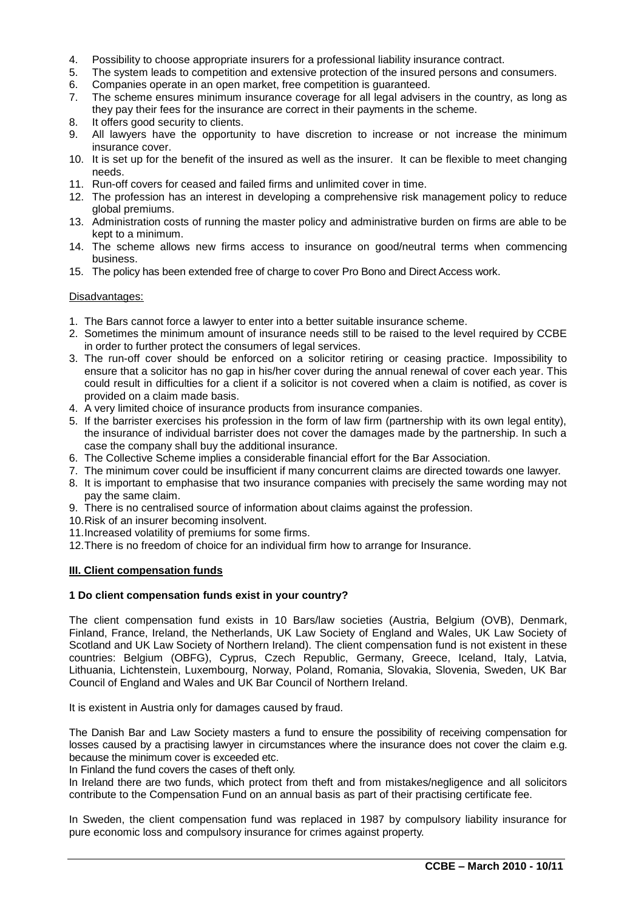4. Possibility to choose appropriate insurers for a professional liability insurance contract.
5. The system leads to competition and extensive protection of the insured persons and consumers.
6. Companies operate in an open market, free competition is guaranteed.
7. The scheme ensures minimum insurance coverage for all legal advisers in the country, as long as they pay their fees for the insurance are correct in their payments in the scheme.
8. It offers good security to clients.
9. All lawyers have the opportunity to have discretion to increase or not increase the minimum insurance cover.
10. It is set up for the benefit of the insured as well as the insurer. It can be flexible to meet changing needs.
11. Run-off covers for ceased and failed firms and unlimited cover in time.
12. The profession has an interest in developing a comprehensive risk management policy to reduce global premiums.
13. Administration costs of running the master policy and administrative burden on firms are able to be kept to a minimum.
14. The scheme allows new firms access to insurance on good/neutral terms when commencing business.
15. The policy has been extended free of charge to cover Pro Bono and Direct Access work.

Disadvantages:

1. The Bars cannot force a lawyer to enter into a better suitable insurance scheme.
2. Sometimes the minimum amount of insurance needs still to be raised to the level required by CCBE in order to further protect the consumers of legal services.
3. The run-off cover should be enforced on a solicitor retiring or ceasing practice. Impossibility to ensure that a solicitor has no gap in his/her cover during the annual renewal of cover each year. This could result in difficulties for a client if a solicitor is not covered when a claim is notified, as cover is provided on a claim made basis.
4. A very limited choice of insurance products from insurance companies.
5. If the barrister exercises his profession in the form of law firm (partnership with its own legal entity), the insurance of individual barrister does not cover the damages made by the partnership. In such a case the company shall buy the additional insurance.
6. The Collective Scheme implies a considerable financial effort for the Bar Association.
7. The minimum cover could be insufficient if many concurrent claims are directed towards one lawyer.
8. It is important to emphasise that two insurance companies with precisely the same wording may not pay the same claim.
9. There is no centralised source of information about claims against the profession.
10. Risk of an insurer becoming insolvent.
11. Increased volatility of premiums for some firms.
12. There is no freedom of choice for an individual firm how to arrange for Insurance.

## III. Client compensation funds

### 1 Do client compensation funds exist in your country?

The client compensation fund exists in 10 Bars/law societies (Austria, Belgium (OVB), Denmark, Finland, France, Ireland, the Netherlands, UK Law Society of England and Wales, UK Law Society of Scotland and UK Law Society of Northern Ireland). The client compensation fund is not existent in these countries: Belgium (OBFG), Cyprus, Czech Republic, Germany, Greece, Iceland, Italy, Latvia, Lithuania, Lichtenstein, Luxembourg, Norway, Poland, Romania, Slovakia, Slovenia, Sweden, UK Bar Council of England and Wales and UK Bar Council of Northern Ireland.

It is existent in Austria only for damages caused by fraud.

The Danish Bar and Law Society masters a fund to ensure the possibility of receiving compensation for losses caused by a practising lawyer in circumstances where the insurance does not cover the claim e.g. because the minimum cover is exceeded etc.

In Finland the fund covers the cases of theft only.

In Ireland there are two funds, which protect from theft and from mistakes/negligence and all solicitors contribute to the Compensation Fund on an annual basis as part of their practising certificate fee.

In Sweden, the client compensation fund was replaced in 1987 by compulsory liability insurance for pure economic loss and compulsory insurance for crimes against property.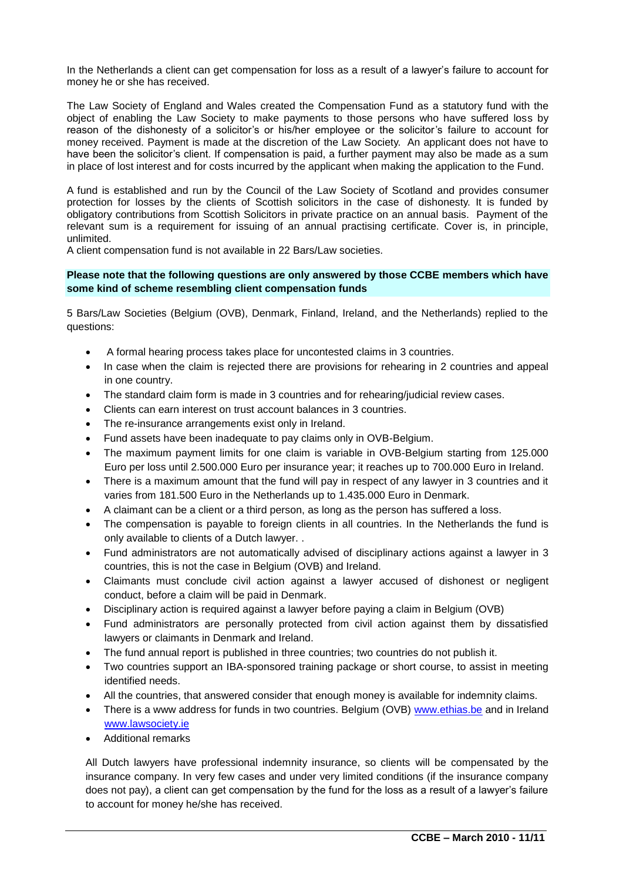In the Netherlands a client can get compensation for loss as a result of a lawyer's failure to account for money he or she has received.

The Law Society of England and Wales created the Compensation Fund as a statutory fund with the object of enabling the Law Society to make payments to those persons who have suffered loss by reason of the dishonesty of a solicitor's or his/her employee or the solicitor's failure to account for money received. Payment is made at the discretion of the Law Society. An applicant does not have to have been the solicitor's client. If compensation is paid, a further payment may also be made as a sum in place of lost interest and for costs incurred by the applicant when making the application to the Fund.

A fund is established and run by the Council of the Law Society of Scotland and provides consumer protection for losses by the clients of Scottish solicitors in the case of dishonesty. It is funded by obligatory contributions from Scottish Solicitors in private practice on an annual basis. Payment of the relevant sum is a requirement for issuing of an annual practising certificate. Cover is, in principle, unlimited.
A client compensation fund is not available in 22 Bars/Law societies.

**Please note that the following questions are only answered by those CCBE members which have some kind of scheme resembling client compensation funds**

5 Bars/Law Societies (Belgium (OVB), Denmark, Finland, Ireland, and the Netherlands) replied to the questions:

- A formal hearing process takes place for uncontested claims in 3 countries.
- In case when the claim is rejected there are provisions for rehearing in 2 countries and appeal in one country.
- The standard claim form is made in 3 countries and for rehearing/judicial review cases.
- Clients can earn interest on trust account balances in 3 countries.
- The re-insurance arrangements exist only in Ireland.
- Fund assets have been inadequate to pay claims only in OVB-Belgium.
- The maximum payment limits for one claim is variable in OVB-Belgium starting from 125.000 Euro per loss until 2.500.000 Euro per insurance year; it reaches up to 700.000 Euro in Ireland.
- There is a maximum amount that the fund will pay in respect of any lawyer in 3 countries and it varies from 181.500 Euro in the Netherlands up to 1.435.000 Euro in Denmark.
- A claimant can be a client or a third person, as long as the person has suffered a loss.
- The compensation is payable to foreign clients in all countries. In the Netherlands the fund is only available to clients of a Dutch lawyer. .
- Fund administrators are not automatically advised of disciplinary actions against a lawyer in 3 countries, this is not the case in Belgium (OVB) and Ireland.
- Claimants must conclude civil action against a lawyer accused of dishonest or negligent conduct, before a claim will be paid in Denmark.
- Disciplinary action is required against a lawyer before paying a claim in Belgium (OVB)
- Fund administrators are personally protected from civil action against them by dissatisfied lawyers or claimants in Denmark and Ireland.
- The fund annual report is published in three countries; two countries do not publish it.
- Two countries support an IBA-sponsored training package or short course, to assist in meeting identified needs.
- All the countries, that answered consider that enough money is available for indemnity claims.
- There is a www address for funds in two countries. Belgium (OVB) www.ethias.be and in Ireland www.lawsociety.ie
- Additional remarks

All Dutch lawyers have professional indemnity insurance, so clients will be compensated by the insurance company. In very few cases and under very limited conditions (if the insurance company does not pay), a client can get compensation by the fund for the loss as a result of a lawyer's failure to account for money he/she has received.